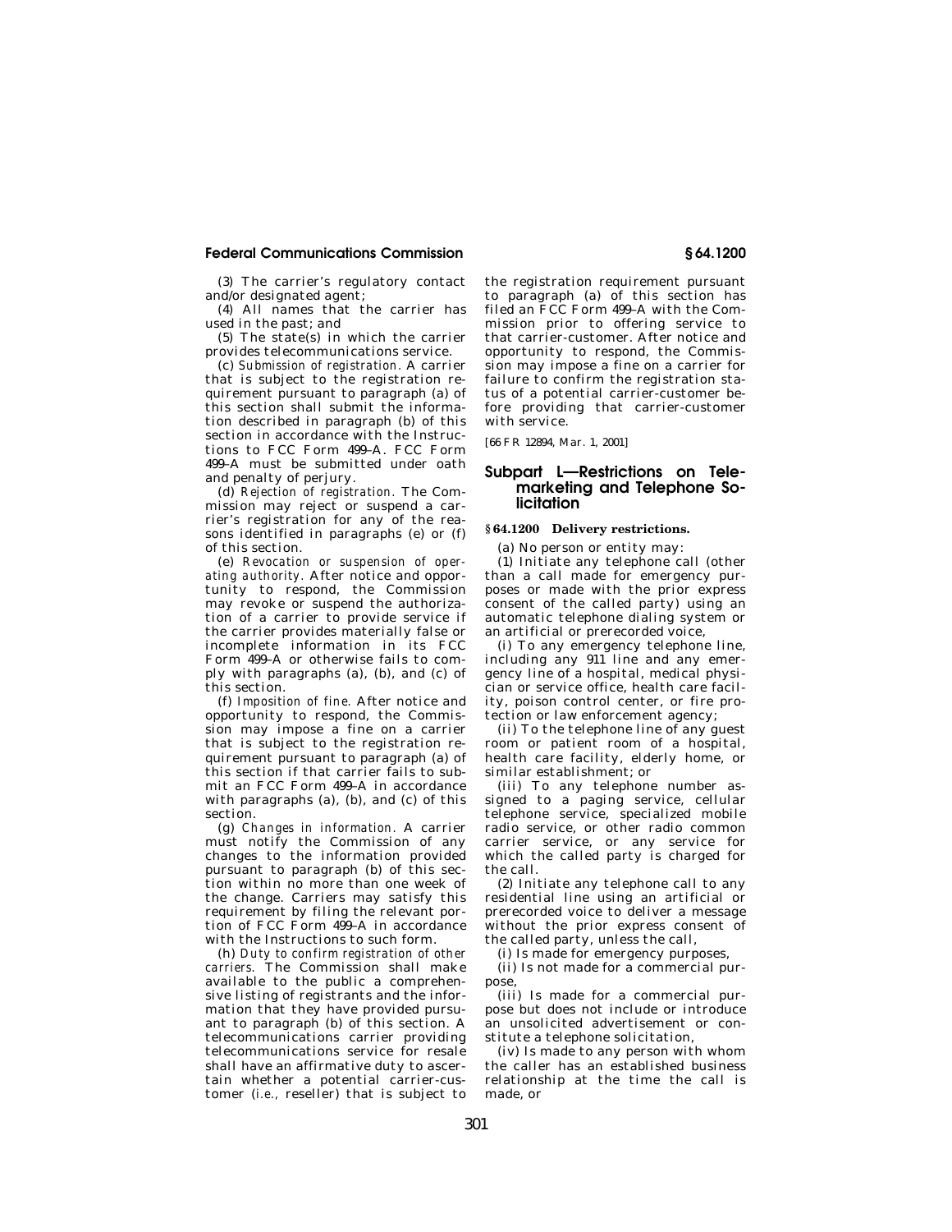(3) The carrier's regulatory contact and/or designated agent;

(4) All names that the carrier has used in the past; and

(5) The state(s) in which the carrier provides telecommunications service.

(c) *Submission of registration.* A carrier that is subject to the registration requirement pursuant to paragraph (a) of this section shall submit the information described in paragraph (b) of this section in accordance with the Instructions to FCC Form 499–A. FCC Form 499–A must be submitted under oath and penalty of perjury.

(d) *Rejection of registration.* The Commission may reject or suspend a carrier's registration for any of the reasons identified in paragraphs (e) or (f) of this section.

(e) *Revocation or suspension of operating authority.* After notice and opportunity to respond, the Commission may revoke or suspend the authorization of a carrier to provide service if the carrier provides materially false or incomplete information in its FCC Form 499–A or otherwise fails to comply with paragraphs (a), (b), and (c) of this section.

(f) *Imposition of fine.* After notice and opportunity to respond, the Commission may impose a fine on a carrier that is subject to the registration requirement pursuant to paragraph (a) of this section if that carrier fails to submit an FCC Form 499–A in accordance with paragraphs (a), (b), and (c) of this section.

(g) *Changes in information.* A carrier must notify the Commission of any changes to the information provided pursuant to paragraph (b) of this section within no more than one week of the change. Carriers may satisfy this requirement by filing the relevant portion of FCC Form 499–A in accordance with the Instructions to such form.

(h) *Duty to confirm registration of other carriers.* The Commission shall make available to the public a comprehensive listing of registrants and the information that they have provided pursuant to paragraph (b) of this section. A telecommunications carrier providing telecommunications service for resale shall have an affirmative duty to ascertain whether a potential carrier-customer (*i.e.,* reseller) that is subject to the registration requirement pursuant to paragraph (a) of this section has filed an FCC Form 499–A with the Commission prior to offering service to that carrier-customer. After notice and opportunity to respond, the Commission may impose a fine on a carrier for failure to confirm the registration status of a potential carrier-customer before providing that carrier-customer with service.

[66 FR 12894, Mar. 1, 2001]

## Subpart L—Restrictions on Telemarketing and Telephone Solicitation

### § 64.1200 Delivery restrictions.

(a) No person or entity may:

(1) Initiate any telephone call (other than a call made for emergency purposes or made with the prior express consent of the called party) using an automatic telephone dialing system or an artificial or prerecorded voice,

(i) To any emergency telephone line, including any 911 line and any emergency line of a hospital, medical physician or service office, health care facility, poison control center, or fire protection or law enforcement agency;

(ii) To the telephone line of any guest room or patient room of a hospital, health care facility, elderly home, or similar establishment; or

(iii) To any telephone number assigned to a paging service, cellular telephone service, specialized mobile radio service, or other radio common carrier service, or any service for which the called party is charged for the call.

(2) Initiate any telephone call to any residential line using an artificial or prerecorded voice to deliver a message without the prior express consent of the called party, unless the call,

(i) Is made for emergency purposes,

(ii) Is not made for a commercial purpose,

(iii) Is made for a commercial purpose but does not include or introduce an unsolicited advertisement or constitute a telephone solicitation,

(iv) Is made to any person with whom the caller has an established business relationship at the time the call is made, or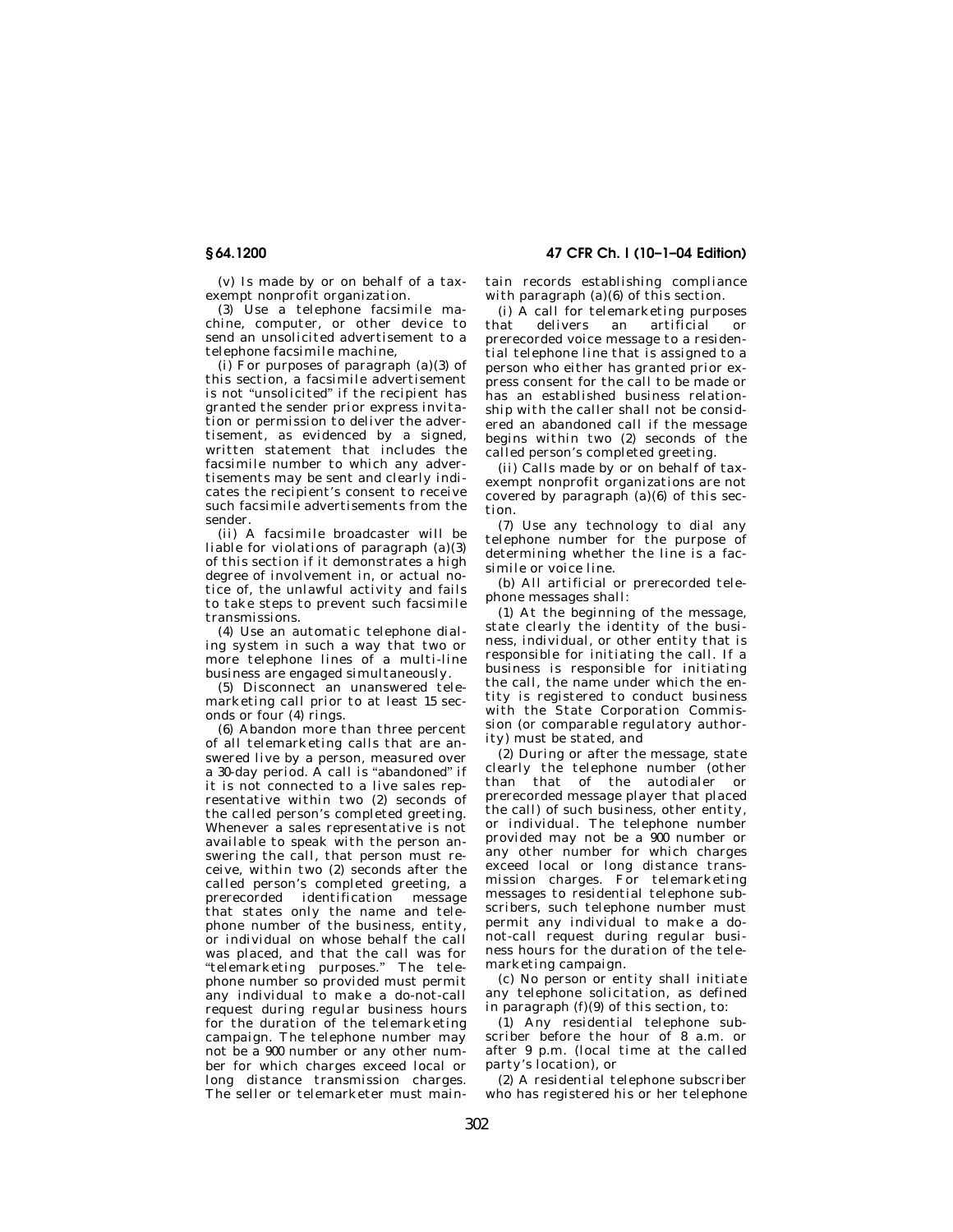(v) Is made by or on behalf of a tax-exempt nonprofit organization.

(3) Use a telephone facsimile machine, computer, or other device to send an unsolicited advertisement to a telephone facsimile machine,

(i) For purposes of paragraph (a)(3) of this section, a facsimile advertisement is not "unsolicited" if the recipient has granted the sender prior express invitation or permission to deliver the advertisement, as evidenced by a signed, written statement that includes the facsimile number to which any advertisements may be sent and clearly indicates the recipient's consent to receive such facsimile advertisements from the sender.

(ii) A facsimile broadcaster will be liable for violations of paragraph (a)(3) of this section if it demonstrates a high degree of involvement in, or actual notice of, the unlawful activity and fails to take steps to prevent such facsimile transmissions.

(4) Use an automatic telephone dialing system in such a way that two or more telephone lines of a multi-line business are engaged simultaneously.

(5) Disconnect an unanswered telemarketing call prior to at least 15 seconds or four (4) rings.

(6) Abandon more than three percent of all telemarketing calls that are answered live by a person, measured over a 30-day period. A call is "abandoned" if it is not connected to a live sales representative within two (2) seconds of the called person's completed greeting. Whenever a sales representative is not available to speak with the person answering the call, that person must receive, within two (2) seconds after the called person's completed greeting, a prerecorded identification message that states only the name and telephone number of the business, entity, or individual on whose behalf the call was placed, and that the call was for "telemarketing purposes." The telephone number so provided must permit any individual to make a do-not-call request during regular business hours for the duration of the telemarketing campaign. The telephone number may not be a 900 number or any other number for which charges exceed local or long distance transmission charges. The seller or telemarketer must maintain records establishing compliance with paragraph (a)(6) of this section.

(i) A call for telemarketing purposes that delivers an artificial or prerecorded voice message to a residential telephone line that is assigned to a person who either has granted prior express consent for the call to be made or has an established business relationship with the caller shall not be considered an abandoned call if the message begins within two (2) seconds of the called person's completed greeting.

(ii) Calls made by or on behalf of tax-exempt nonprofit organizations are not covered by paragraph (a)(6) of this section.

(7) Use any technology to dial any telephone number for the purpose of determining whether the line is a facsimile or voice line.

(b) All artificial or prerecorded telephone messages shall:

(1) At the beginning of the message, state clearly the identity of the business, individual, or other entity that is responsible for initiating the call. If a business is responsible for initiating the call, the name under which the entity is registered to conduct business with the State Corporation Commission (or comparable regulatory authority) must be stated, and

(2) During or after the message, state clearly the telephone number (other than that of the autodialer or prerecorded message player that placed the call) of such business, other entity, or individual. The telephone number provided may not be a 900 number or any other number for which charges exceed local or long distance transmission charges. For telemarketing messages to residential telephone subscribers, such telephone number must permit any individual to make a do-not-call request during regular business hours for the duration of the telemarketing campaign.

(c) No person or entity shall initiate any telephone solicitation, as defined in paragraph (f)(9) of this section, to:

(1) Any residential telephone subscriber before the hour of 8 a.m. or after 9 p.m. (local time at the called party's location), or

(2) A residential telephone subscriber who has registered his or her telephone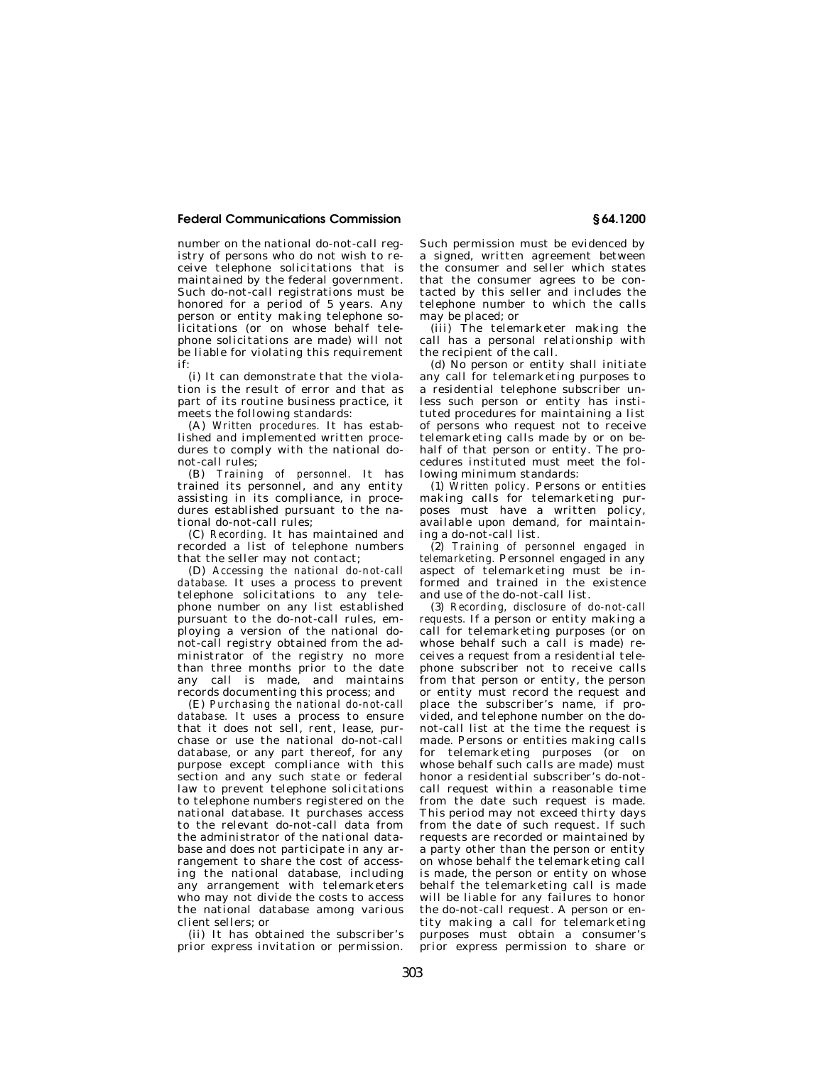number on the national do-not-call registry of persons who do not wish to receive telephone solicitations that is maintained by the federal government. Such do-not-call registrations must be honored for a period of 5 years. Any person or entity making telephone solicitations (or on whose behalf telephone solicitations are made) will not be liable for violating this requirement if:

(i) It can demonstrate that the violation is the result of error and that as part of its routine business practice, it meets the following standards:

(A) *Written procedures.* It has established and implemented written procedures to comply with the national do-not-call rules;

(B) *Training of personnel.* It has trained its personnel, and any entity assisting in its compliance, in procedures established pursuant to the national do-not-call rules;

(C) *Recording.* It has maintained and recorded a list of telephone numbers that the seller may not contact;

(D) *Accessing the national do-not-call database.* It uses a process to prevent telephone solicitations to any telephone number on any list established pursuant to the do-not-call rules, employing a version of the national do-not-call registry obtained from the administrator of the registry no more than three months prior to the date any call is made, and maintains records documenting this process; and

(E) *Purchasing the national do-not-call database.* It uses a process to ensure that it does not sell, rent, lease, purchase or use the national do-not-call database, or any part thereof, for any purpose except compliance with this section and any such state or federal law to prevent telephone solicitations to telephone numbers registered on the national database. It purchases access to the relevant do-not-call data from the administrator of the national database and does not participate in any arrangement to share the cost of accessing the national database, including any arrangement with telemarketers who may not divide the costs to access the national database among various client sellers; or

(ii) It has obtained the subscriber's prior express invitation or permission. Such permission must be evidenced by a signed, written agreement between the consumer and seller which states that the consumer agrees to be contacted by this seller and includes the telephone number to which the calls may be placed; or

(iii) The telemarketer making the call has a personal relationship with the recipient of the call.

(d) No person or entity shall initiate any call for telemarketing purposes to a residential telephone subscriber unless such person or entity has instituted procedures for maintaining a list of persons who request not to receive telemarketing calls made by or on behalf of that person or entity. The procedures instituted must meet the following minimum standards:

(1) *Written policy.* Persons or entities making calls for telemarketing purposes must have a written policy, available upon demand, for maintaining a do-not-call list.

(2) *Training of personnel engaged in telemarketing.* Personnel engaged in any aspect of telemarketing must be informed and trained in the existence and use of the do-not-call list.

(3) *Recording, disclosure of do-not-call requests.* If a person or entity making a call for telemarketing purposes (or on whose behalf such a call is made) receives a request from a residential telephone subscriber not to receive calls from that person or entity, the person or entity must record the request and place the subscriber's name, if provided, and telephone number on the do-not-call list at the time the request is made. Persons or entities making calls for telemarketing purposes (or on whose behalf such calls are made) must honor a residential subscriber's do-not-call request within a reasonable time from the date such request is made. This period may not exceed thirty days from the date of such request. If such requests are recorded or maintained by a party other than the person or entity on whose behalf the telemarketing call is made, the person or entity on whose behalf the telemarketing call is made will be liable for any failures to honor the do-not-call request. A person or entity making a call for telemarketing purposes must obtain a consumer's prior express permission to share or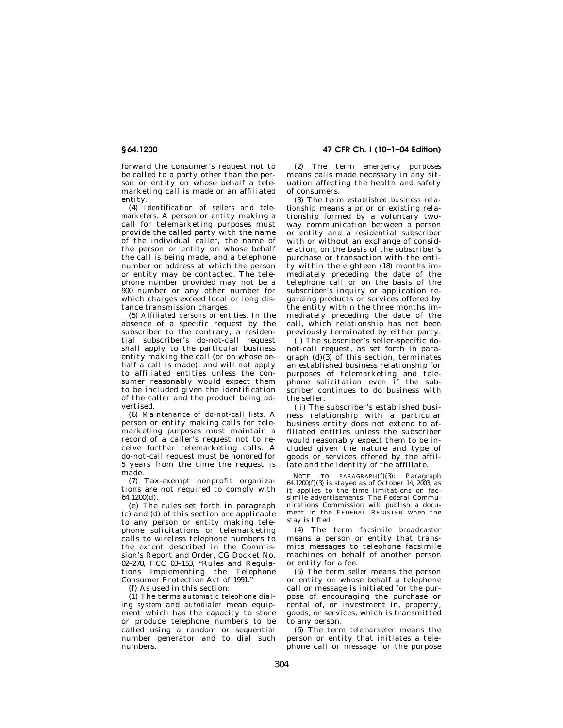forward the consumer's request not to be called to a party other than the person or entity on whose behalf a telemarketing call is made or an affiliated entity.

(4) *Identification of sellers and telemarketers.* A person or entity making a call for telemarketing purposes must provide the called party with the name of the individual caller, the name of the person or entity on whose behalf the call is being made, and a telephone number or address at which the person or entity may be contacted. The telephone number provided may not be a 900 number or any other number for which charges exceed local or long distance transmission charges.

(5) *Affiliated persons or entities.* In the absence of a specific request by the subscriber to the contrary, a residential subscriber's do-not-call request shall apply to the particular business entity making the call (or on whose behalf a call is made), and will not apply to affiliated entities unless the consumer reasonably would expect them to be included given the identification of the caller and the product being advertised.

(6) *Maintenance of do-not-call lists.* A person or entity making calls for telemarketing purposes must maintain a record of a caller's request not to receive further telemarketing calls. A do-not-call request must be honored for 5 years from the time the request is made.

(7) Tax-exempt nonprofit organizations are not required to comply with 64.1200(d).

(e) The rules set forth in paragraph (c) and (d) of this section are applicable to any person or entity making telephone solicitations or telemarketing calls to wireless telephone numbers to the extent described in the Commission's Report and Order, CG Docket No. 02–278, FCC 03–153, "Rules and Regulations Implementing the Telephone Consumer Protection Act of 1991."

(f) As used in this section:

(1) The terms *automatic telephone dialing system* and *autodialer* mean equipment which has the capacity to store or produce telephone numbers to be called using a random or sequential number generator and to dial such numbers.

(2) The term *emergency purposes* means calls made necessary in any situation affecting the health and safety of consumers.

(3) The term *established business relationship* means a prior or existing relationship formed by a voluntary two-way communication between a person or entity and a residential subscriber with or without an exchange of consideration, on the basis of the subscriber's purchase or transaction with the entity within the eighteen (18) months immediately preceding the date of the telephone call or on the basis of the subscriber's inquiry or application regarding products or services offered by the entity within the three months immediately preceding the date of the call, which relationship has not been previously terminated by either party.

(i) The subscriber's seller-specific do-not-call request, as set forth in paragraph (d)(3) of this section, terminates an established business relationship for purposes of telemarketing and telephone solicitation even if the subscriber continues to do business with the seller.

(ii) The subscriber's established business relationship with a particular business entity does not extend to affiliated entities unless the subscriber would reasonably expect them to be included given the nature and type of goods or services offered by the affiliate and the identity of the affiliate.

NOTE TO PARAGRAPH(f)(3): Paragraph 64.1200(f)(3) is stayed as of October 14, 2003, as it applies to the time limitations on facsimile advertisements. The Federal Communications Commission will publish a document in the FEDERAL REGISTER when the stay is lifted.

(4) The term *facsimile broadcaster* means a person or entity that transmits messages to telephone facsimile machines on behalf of another person or entity for a fee.

(5) The term *seller* means the person or entity on whose behalf a telephone call or message is initiated for the purpose of encouraging the purchase or rental of, or investment in, property, goods, or services, which is transmitted to any person.

(6) The term *telemarketer* means the person or entity that initiates a telephone call or message for the purpose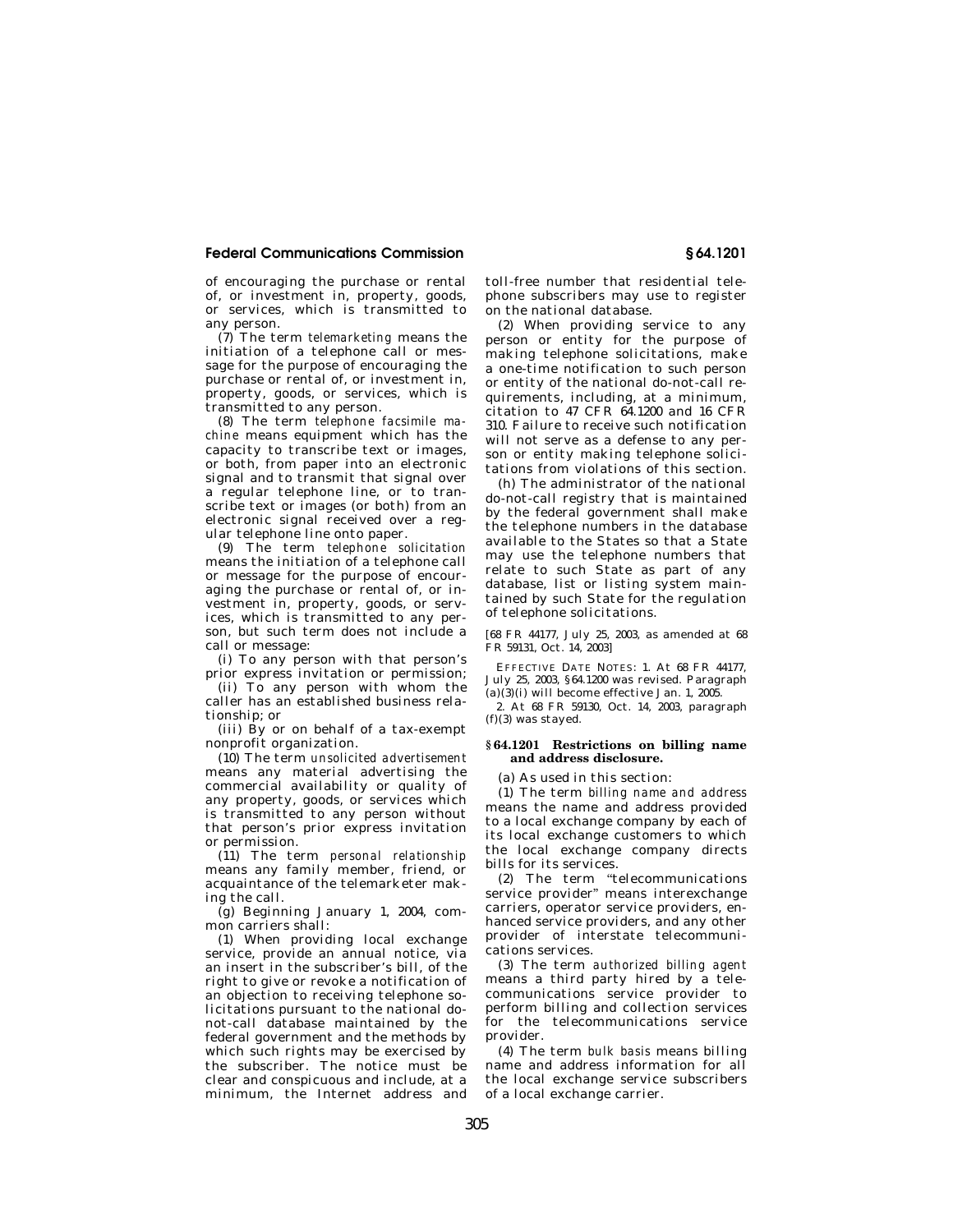of encouraging the purchase or rental of, or investment in, property, goods, or services, which is transmitted to any person.

(7) The term *telemarketing* means the initiation of a telephone call or message for the purpose of encouraging the purchase or rental of, or investment in, property, goods, or services, which is transmitted to any person.

(8) The term *telephone facsimile machine* means equipment which has the capacity to transcribe text or images, or both, from paper into an electronic signal and to transmit that signal over a regular telephone line, or to transcribe text or images (or both) from an electronic signal received over a regular telephone line onto paper.

(9) The term *telephone solicitation* means the initiation of a telephone call or message for the purpose of encouraging the purchase or rental of, or investment in, property, goods, or services, which is transmitted to any person, but such term does not include a call or message:

(i) To any person with that person's prior express invitation or permission;

(ii) To any person with whom the caller has an established business relationship; or

(iii) By or on behalf of a tax-exempt nonprofit organization.

(10) The term *unsolicited advertisement* means any material advertising the commercial availability or quality of any property, goods, or services which is transmitted to any person without that person's prior express invitation or permission.

(11) The term *personal relationship* means any family member, friend, or acquaintance of the telemarketer making the call.

(g) Beginning January 1, 2004, common carriers shall:

(1) When providing local exchange service, provide an annual notice, via an insert in the subscriber's bill, of the right to give or revoke a notification of an objection to receiving telephone solicitations pursuant to the national do-not-call database maintained by the federal government and the methods by which such rights may be exercised by the subscriber. The notice must be clear and conspicuous and include, at a minimum, the Internet address and toll-free number that residential telephone subscribers may use to register on the national database.

(2) When providing service to any person or entity for the purpose of making telephone solicitations, make a one-time notification to such person or entity of the national do-not-call requirements, including, at a minimum, citation to 47 CFR 64.1200 and 16 CFR 310. Failure to receive such notification will not serve as a defense to any person or entity making telephone solicitations from violations of this section.

(h) The administrator of the national do-not-call registry that is maintained by the federal government shall make the telephone numbers in the database available to the States so that a State may use the telephone numbers that relate to such State as part of any database, list or listing system maintained by such State for the regulation of telephone solicitations.

[68 FR 44177, July 25, 2003, as amended at 68 FR 59131, Oct. 14, 2003]

EFFECTIVE DATE NOTES: 1. At 68 FR 44177, July 25, 2003, §64.1200 was revised. Paragraph (a)(3)(i) will become effective Jan. 1, 2005.

2. At 68 FR 59130, Oct. 14, 2003, paragraph (f)(3) was stayed.

### §64.1201 Restrictions on billing name and address disclosure.

(a) As used in this section:

(1) The term *billing name and address* means the name and address provided to a local exchange company by each of its local exchange customers to which the local exchange company directs bills for its services.

(2) The term "telecommunications service provider" means interexchange carriers, operator service providers, enhanced service providers, and any other provider of interstate telecommunications services.

(3) The term *authorized billing agent* means a third party hired by a telecommunications service provider to perform billing and collection services for the telecommunications service provider.

(4) The term *bulk basis* means billing name and address information for all the local exchange service subscribers of a local exchange carrier.